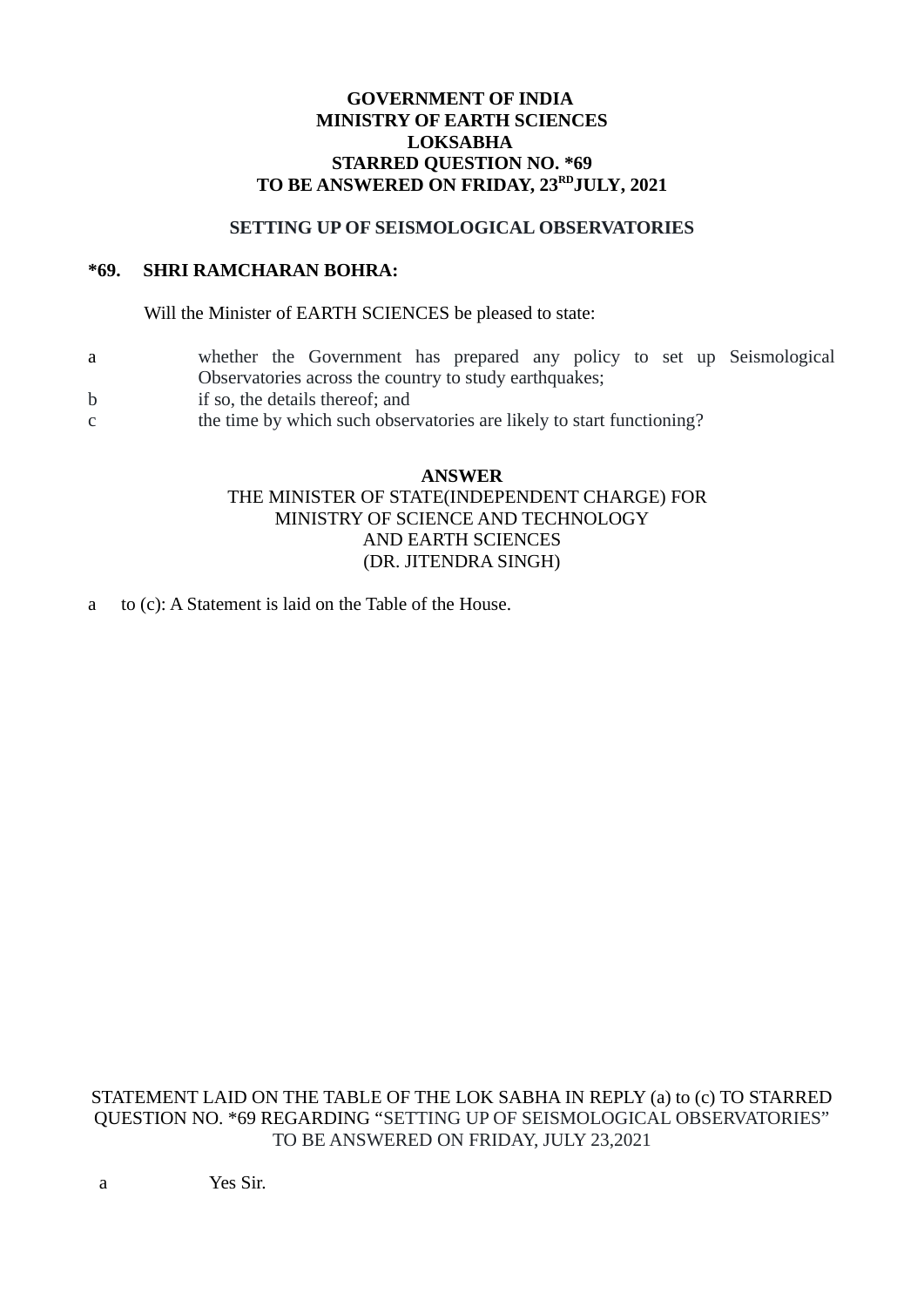**GOVERNMENT OF INDIA**
**MINISTRY OF EARTH SCIENCES**
**LOKSABHA**
**STARRED QUESTION NO. *69**
**TO BE ANSWERED ON FRIDAY, 23RD JULY, 2021**

**SETTING UP OF SEISMOLOGICAL OBSERVATORIES**

**\*69. SHRI RAMCHARAN BOHRA:**

Will the Minister of EARTH SCIENCES be pleased to state:

a whether the Government has prepared any policy to set up Seismological Observatories across the country to study earthquakes;

b if so, the details thereof; and

c the time by which such observatories are likely to start functioning?

**ANSWER**

THE MINISTER OF STATE(INDEPENDENT CHARGE) FOR
MINISTRY OF SCIENCE AND TECHNOLOGY
AND EARTH SCIENCES
(DR. JITENDRA SINGH)

a to (c): A Statement is laid on the Table of the House.

STATEMENT LAID ON THE TABLE OF THE LOK SABHA IN REPLY (a) to (c) TO STARRED QUESTION NO. *69 REGARDING "SETTING UP OF SEISMOLOGICAL OBSERVATORIES" TO BE ANSWERED ON FRIDAY, JULY 23,2021

a Yes Sir.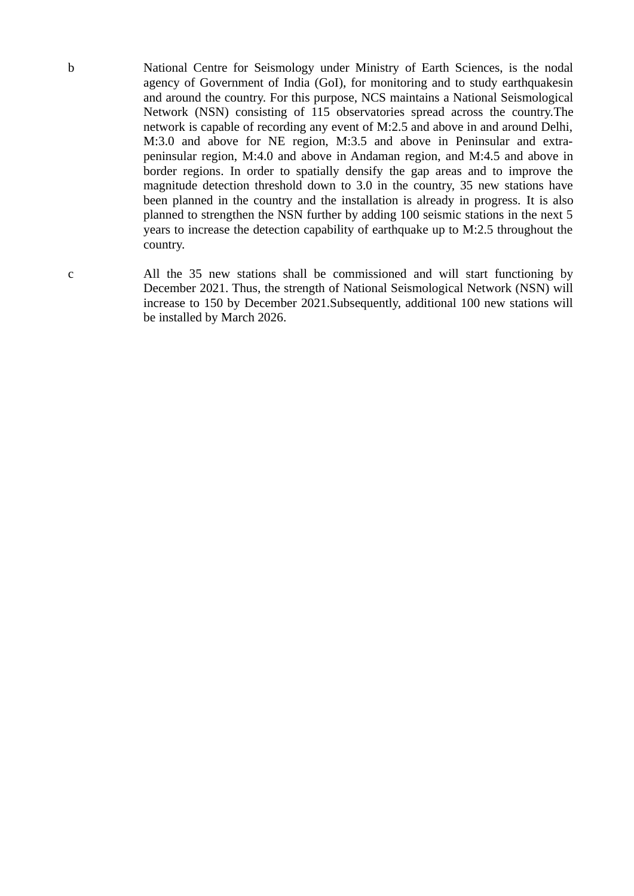b National Centre for Seismology under Ministry of Earth Sciences, is the nodal agency of Government of India (GoI), for monitoring and to study earthquakesin and around the country. For this purpose, NCS maintains a National Seismological Network (NSN) consisting of 115 observatories spread across the country.The network is capable of recording any event of M:2.5 and above in and around Delhi, M:3.0 and above for NE region, M:3.5 and above in Peninsular and extra-peninsular region, M:4.0 and above in Andaman region, and M:4.5 and above in border regions. In order to spatially densify the gap areas and to improve the magnitude detection threshold down to 3.0 in the country, 35 new stations have been planned in the country and the installation is already in progress. It is also planned to strengthen the NSN further by adding 100 seismic stations in the next 5 years to increase the detection capability of earthquake up to M:2.5 throughout the country.

c All the 35 new stations shall be commissioned and will start functioning by December 2021. Thus, the strength of National Seismological Network (NSN) will increase to 150 by December 2021.Subsequently, additional 100 new stations will be installed by March 2026.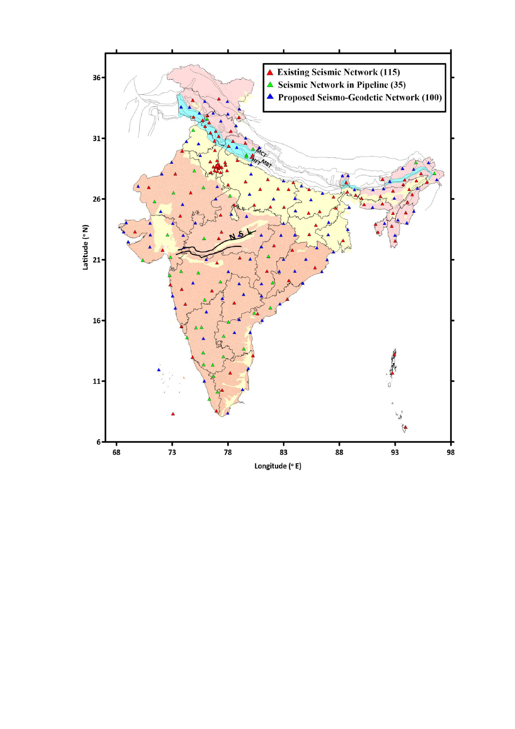Existing Seismic Network (115)

Seismic Network in Pipeline (35)

Proposed Seismo-Geodetic Network (100)

MCT

MBT

HFT

NSL

Latitude (° N)

Longitude (° E)

36

31

26

21

16

11

6

68

73

78

83

88

93

98